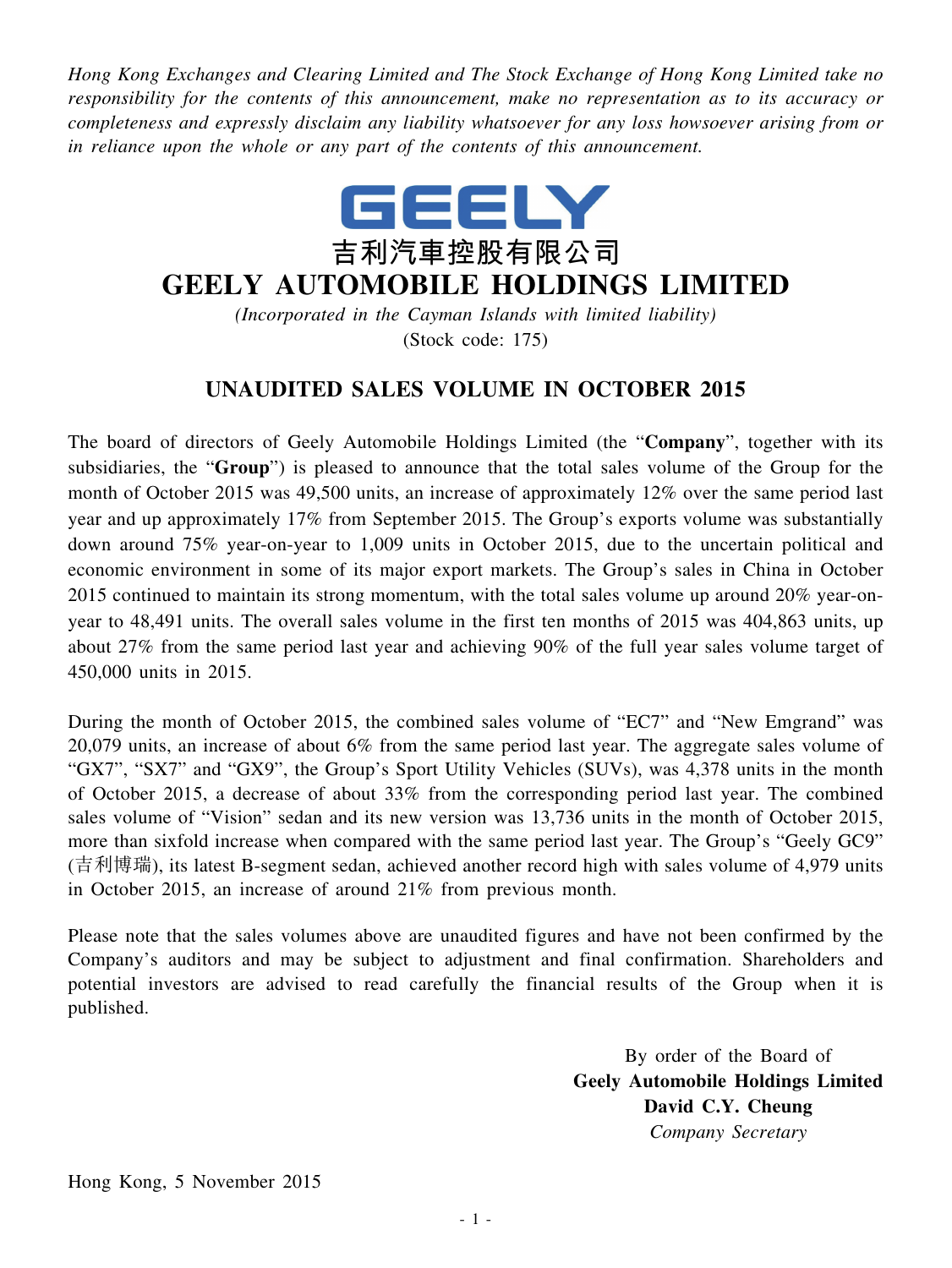*Hong Kong Exchanges and Clearing Limited and The Stock Exchange of Hong Kong Limited take no responsibility for the contents of this announcement, make no representation as to its accuracy or completeness and expressly disclaim any liability whatsoever for any loss howsoever arising from or in reliance upon the whole or any part of the contents of this announcement.*

GEELY

吉利汽車控股有限公司

# GEELY AUTOMOBILE HOLDINGS LIMITED

*(Incorporated in the Cayman Islands with limited liability)*

(Stock code: 175)

## UNAUDITED SALES VOLUME IN OCTOBER 2015

The board of directors of Geely Automobile Holdings Limited (the "**Company**", together with its subsidiaries, the "**Group**") is pleased to announce that the total sales volume of the Group for the month of October 2015 was 49,500 units, an increase of approximately 12% over the same period last year and up approximately 17% from September 2015. The Group's exports volume was substantially down around 75% year-on-year to 1,009 units in October 2015, due to the uncertain political and economic environment in some of its major export markets. The Group's sales in China in October 2015 continued to maintain its strong momentum, with the total sales volume up around 20% year-on-year to 48,491 units. The overall sales volume in the first ten months of 2015 was 404,863 units, up about 27% from the same period last year and achieving 90% of the full year sales volume target of 450,000 units in 2015.

During the month of October 2015, the combined sales volume of "EC7" and "New Emgrand" was 20,079 units, an increase of about 6% from the same period last year. The aggregate sales volume of "GX7", "SX7" and "GX9", the Group's Sport Utility Vehicles (SUVs), was 4,378 units in the month of October 2015, a decrease of about 33% from the corresponding period last year. The combined sales volume of "Vision" sedan and its new version was 13,736 units in the month of October 2015, more than sixfold increase when compared with the same period last year. The Group's "Geely GC9" (吉利博瑞), its latest B-segment sedan, achieved another record high with sales volume of 4,979 units in October 2015, an increase of around 21% from previous month.

Please note that the sales volumes above are unaudited figures and have not been confirmed by the Company's auditors and may be subject to adjustment and final confirmation. Shareholders and potential investors are advised to read carefully the financial results of the Group when it is published.

By order of the Board of
**Geely Automobile Holdings Limited**
**David C.Y. Cheung**
*Company Secretary*

Hong Kong, 5 November 2015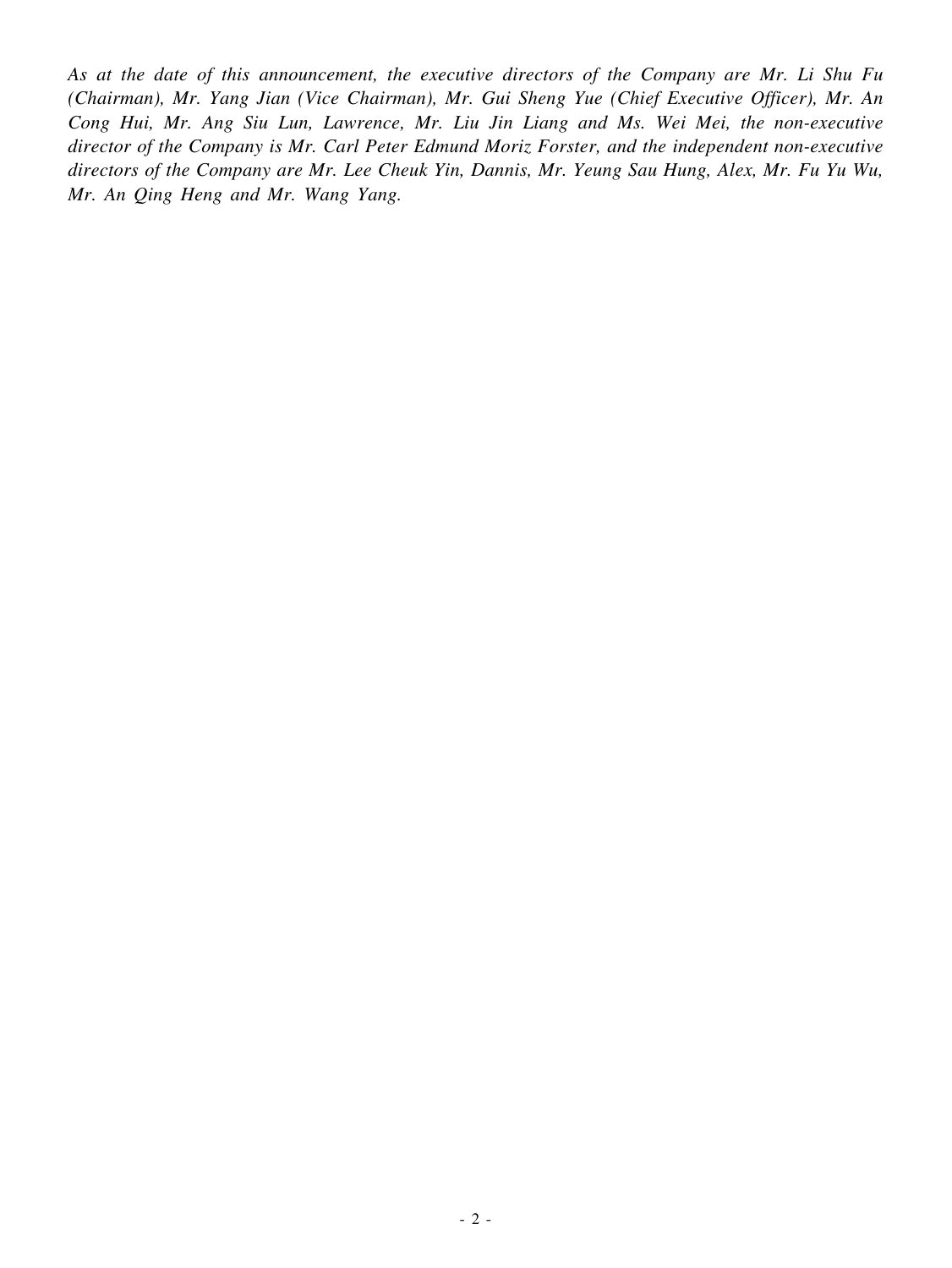*As at the date of this announcement, the executive directors of the Company are Mr. Li Shu Fu (Chairman), Mr. Yang Jian (Vice Chairman), Mr. Gui Sheng Yue (Chief Executive Officer), Mr. An Cong Hui, Mr. Ang Siu Lun, Lawrence, Mr. Liu Jin Liang and Ms. Wei Mei, the non-executive director of the Company is Mr. Carl Peter Edmund Moriz Forster, and the independent non-executive directors of the Company are Mr. Lee Cheuk Yin, Dannis, Mr. Yeung Sau Hung, Alex, Mr. Fu Yu Wu, Mr. An Qing Heng and Mr. Wang Yang.*